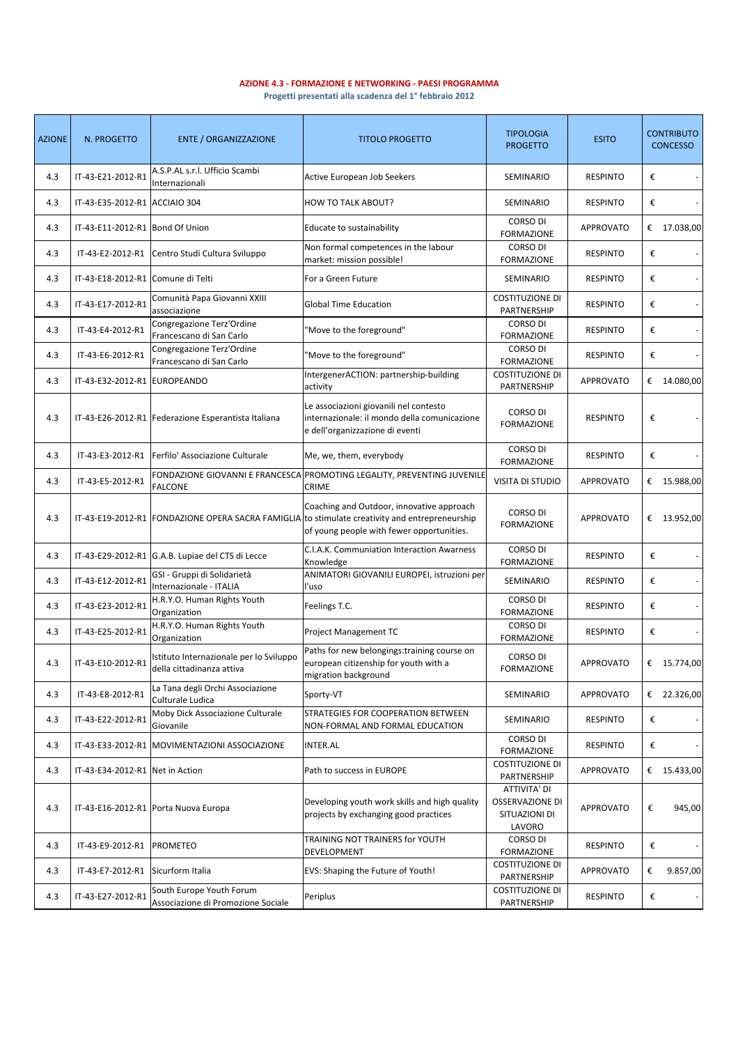**AZIONE 4.3 - FORMAZIONE E NETWORKING - PAESI PROGRAMMA**

**Progetti presentati alla scadenza del 1° febbraio 2012**

| AZIONE | N. PROGETTO | ENTE / ORGANIZZAZIONE | TITOLO PROGETTO | TIPOLOGIA PROGETTO | ESITO | CONTRIBUTO CONCESSO |
|---|---|---|---|---|---|---|
| 4.3 | IT-43-E21-2012-R1 | A.S.P.AL s.r.l. Ufficio Scambi Internazionali | Active European Job Seekers | SEMINARIO | RESPINTO | € - |
| 4.3 | IT-43-E35-2012-R1 | ACCIAIO 304 | HOW TO TALK ABOUT? | SEMINARIO | RESPINTO | € - |
| 4.3 | IT-43-E11-2012-R1 | Bond Of Union | Educate to sustainability | CORSO DI FORMAZIONE | APPROVATO | € 17.038,00 |
| 4.3 | IT-43-E2-2012-R1 | Centro Studi Cultura Sviluppo | Non formal competences in the labour market: mission possible! | CORSO DI FORMAZIONE | RESPINTO | € - |
| 4.3 | IT-43-E18-2012-R1 | Comune di Telti | For a Green Future | SEMINARIO | RESPINTO | € - |
| 4.3 | IT-43-E17-2012-R1 | Comunità Papa Giovanni XXIII associazione | Global Time Education | COSTITUZIONE DI PARTNERSHIP | RESPINTO | € - |
| 4.3 | IT-43-E4-2012-R1 | Congregazione Terz'Ordine Francescano di San Carlo | "Move to the foreground" | CORSO DI FORMAZIONE | RESPINTO | € - |
| 4.3 | IT-43-E6-2012-R1 | Congregazione Terz'Ordine Francescano di San Carlo | "Move to the foreground" | CORSO DI FORMAZIONE | RESPINTO | € - |
| 4.3 | IT-43-E32-2012-R1 | EUROPEANDO | IntergenerACTION: partnership-building activity | COSTITUZIONE DI PARTNERSHIP | APPROVATO | € 14.080,00 |
| 4.3 | IT-43-E26-2012-R1 | Federazione Esperantista Italiana | Le associazioni giovanili nel contesto internazionale: il mondo della comunicazione e dell'organizzazione di eventi | CORSO DI FORMAZIONE | RESPINTO | € - |
| 4.3 | IT-43-E3-2012-R1 | Ferfilo' Associazione Culturale | Me, we, them, everybody | CORSO DI FORMAZIONE | RESPINTO | € - |
| 4.3 | IT-43-E5-2012-R1 | FONDAZIONE GIOVANNI E FRANCESCA FALCONE | PROMOTING LEGALITY, PREVENTING JUVENILE CRIME | VISITA DI STUDIO | APPROVATO | € 15.988,00 |
| 4.3 | IT-43-E19-2012-R1 | FONDAZIONE OPERA SACRA FAMIGLIA | Coaching and Outdoor, innovative approach to stimulate creativity and entrepreneurship of young people with fewer opportunities. | CORSO DI FORMAZIONE | APPROVATO | € 13.952,00 |
| 4.3 | IT-43-E29-2012-R1 | G.A.B. Lupiae del CTS di Lecce | C.I.A.K. Communiation Interaction Awarness Knowledge | CORSO DI FORMAZIONE | RESPINTO | € - |
| 4.3 | IT-43-E12-2012-R1 | GSI - Gruppi di Solidarietà Internazionale - ITALIA | ANIMATORI GIOVANILI EUROPEI, istruzioni per l'uso | SEMINARIO | RESPINTO | € - |
| 4.3 | IT-43-E23-2012-R1 | H.R.Y.O. Human Rights Youth Organization | Feelings T.C. | CORSO DI FORMAZIONE | RESPINTO | € - |
| 4.3 | IT-43-E25-2012-R1 | H.R.Y.O. Human Rights Youth Organization | Project Management TC | CORSO DI FORMAZIONE | RESPINTO | € - |
| 4.3 | IT-43-E10-2012-R1 | Istituto Internazionale per lo Sviluppo della cittadinanza attiva | Paths for new belongings:training course on european citizenship for youth with a migration background | CORSO DI FORMAZIONE | APPROVATO | € 15.774,00 |
| 4.3 | IT-43-E8-2012-R1 | La Tana degli Orchi Associazione Culturale Ludica | Sporty-VT | SEMINARIO | APPROVATO | € 22.326,00 |
| 4.3 | IT-43-E22-2012-R1 | Moby Dick Associazione Culturale Giovanile | STRATEGIES FOR COOPERATION BETWEEN NON-FORMAL AND FORMAL EDUCATION | SEMINARIO | RESPINTO | € - |
| 4.3 | IT-43-E33-2012-R1 | MOVIMENTAZIONI ASSOCIAZIONE | INTER.AL | CORSO DI FORMAZIONE | RESPINTO | € - |
| 4.3 | IT-43-E34-2012-R1 | Net in Action | Path to success in EUROPE | COSTITUZIONE DI PARTNERSHIP | APPROVATO | € 15.433,00 |
| 4.3 | IT-43-E16-2012-R1 | Porta Nuova Europa | Developing youth work skills and high quality projects by exchanging good practices | ATTIVITA' DI OSSERVAZIONE DI SITUAZIONI DI LAVORO | APPROVATO | € 945,00 |
| 4.3 | IT-43-E9-2012-R1 | PROMETEO | TRAINING NOT TRAINERS for YOUTH DEVELOPMENT | CORSO DI FORMAZIONE | RESPINTO | € - |
| 4.3 | IT-43-E7-2012-R1 | Sicurform Italia | EVS: Shaping the Future of Youth! | COSTITUZIONE DI PARTNERSHIP | APPROVATO | € 9.857,00 |
| 4.3 | IT-43-E27-2012-R1 | South Europe Youth Forum Associazione di Promozione Sociale | Periplus | COSTITUZIONE DI PARTNERSHIP | RESPINTO | € - |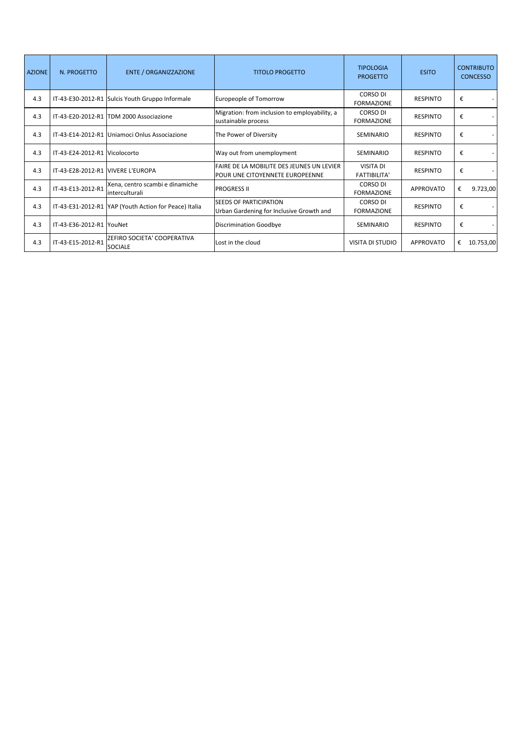| AZIONE | N. PROGETTO | ENTE / ORGANIZZAZIONE | TITOLO PROGETTO | TIPOLOGIA PROGETTO | ESITO | CONTRIBUTO CONCESSO |
|---|---|---|---|---|---|---|
| 4.3 | IT-43-E30-2012-R1 | Sulcis Youth Gruppo Informale | Europeople of Tomorrow | CORSO DI FORMAZIONE | RESPINTO | € - |
| 4.3 | IT-43-E20-2012-R1 | TDM 2000 Associazione | Migration: from inclusion to employability, a sustainable process | CORSO DI FORMAZIONE | RESPINTO | € - |
| 4.3 | IT-43-E14-2012-R1 | Uniamoci Onlus Associazione | The Power of Diversity | SEMINARIO | RESPINTO | € - |
| 4.3 | IT-43-E24-2012-R1 | Vicolocorto | Way out from unemployment | SEMINARIO | RESPINTO | € - |
| 4.3 | IT-43-E28-2012-R1 | VIVERE L'EUROPA | FAIRE DE LA MOBILITE DES JEUNES UN LEVIER POUR UNE CITOYENNETE EUROPEENNE | VISITA DI FATTIBILITA' | RESPINTO | € - |
| 4.3 | IT-43-E13-2012-R1 | Xena, centro scambi e dinamiche interculturali | PROGRESS II | CORSO DI FORMAZIONE | APPROVATO | € 9.723,00 |
| 4.3 | IT-43-E31-2012-R1 | YAP (Youth Action for Peace) Italia | SEEDS OF PARTICIPATION Urban Gardening for Inclusive Growth and | CORSO DI FORMAZIONE | RESPINTO | € - |
| 4.3 | IT-43-E36-2012-R1 | YouNet | Discrimination Goodbye | SEMINARIO | RESPINTO | € - |
| 4.3 | IT-43-E15-2012-R1 | ZEFIRO SOCIETA' COOPERATIVA SOCIALE | Lost in the cloud | VISITA DI STUDIO | APPROVATO | € 10.753,00 |